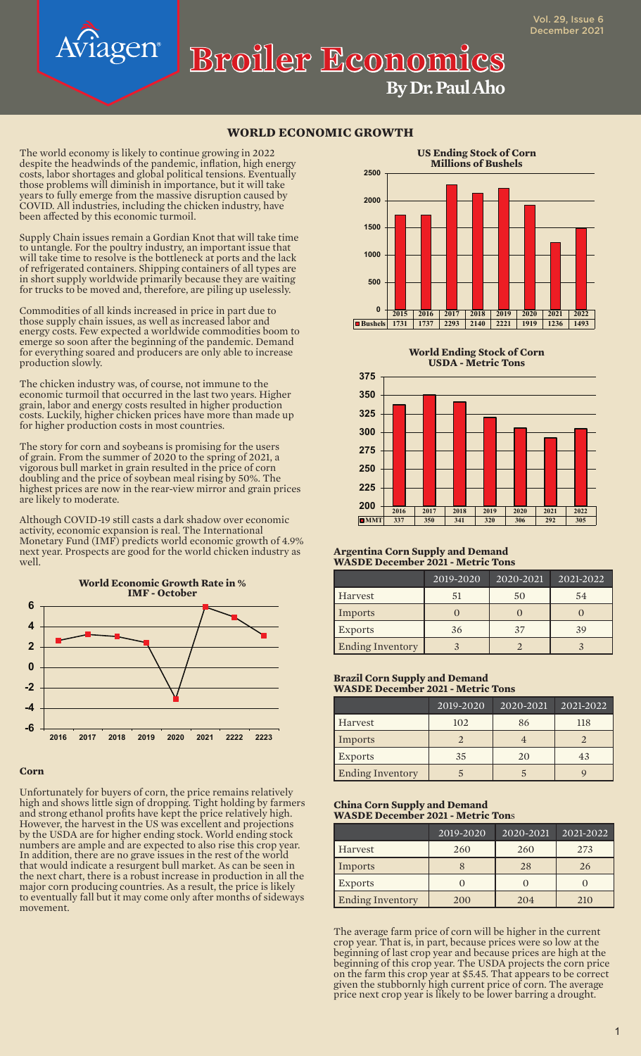# Broiler Economics

**By Dr. Paul Aho**

## WORLD ECONOMIC GROWTH

The world economy is likely to continue growing in 2022 despite the headwinds of the pandemic, inflation, high energy costs, labor shortages and global political tensions. Eventually those problems will diminish in importance, but it will take years to fully emerge from the massive disruption caused by COVID. All industries, including the chicken industry, have been affected by this economic turmoil.

Supply Chain issues remain a Gordian Knot that will take time to untangle. For the poultry industry, an important issue that will take time to resolve is the bottleneck at ports and the lack of refrigerated containers. Shipping containers of all types are in short supply worldwide primarily because they are waiting for trucks to be moved and, therefore, are piling up uselessly.

Commodities of all kinds increased in price in part due to those supply chain issues, as well as increased labor and energy costs. Few expected a worldwide commodities boom to emerge so soon after the beginning of the pandemic. Demand for everything soared and producers are only able to increase production slowly.

The chicken industry was, of course, not immune to the economic turmoil that occurred in the last two years. Higher grain, labor and energy costs resulted in higher production costs. Luckily, higher chicken prices have more than made up for higher production costs in most countries.

The story for corn and soybeans is promising for the users of grain. From the summer of 2020 to the spring of 2021, a vigorous bull market in grain resulted in the price of corn doubling and the price of soybean meal rising by 50%. The highest prices are now in the rear-view mirror and grain prices are likely to moderate.

Although COVID-19 still casts a dark shadow over economic activity, economic expansion is real. The International Monetary Fund (IMF) predicts world economic growth of 4.9% next year. Prospects are good for the world chicken industry as well.

**World Economic Growth Rate in %**
**IMF - October**

(Line chart, years 2016–2223 [sic]; y-axis -6 to 6)

### Corn

Unfortunately for buyers of corn, the price remains relatively high and shows little sign of dropping. Tight holding by farmers and strong ethanol profits have kept the price relatively high. However, the harvest in the US was excellent and projections by the USDA are for higher ending stock. World ending stock numbers are ample and are expected to also rise this crop year. In addition, there are no grave issues in the rest of the world that would indicate a resurgent bull market. As can be seen in the next chart, there is a robust increase in production in all the major corn producing countries. As a result, the price is likely to eventually fall but it may come only after months of sideways movement.

**US Ending Stock of Corn**
**Millions of Bushels**

| | 2015 | 2016 | 2017 | 2018 | 2019 | 2020 | 2021 | 2022 |
|---|---|---|---|---|---|---|---|---|
| Bushels | 1731 | 1737 | 2293 | 2140 | 2221 | 1919 | 1236 | 1493 |

**World Ending Stock of Corn**
**USDA - Metric Tons**

| | 2016 | 2017 | 2018 | 2019 | 2020 | 2021 | 2022 |
|---|---|---|---|---|---|---|---|
| MMT | 337 | 350 | 341 | 320 | 306 | 292 | 305 |

**Argentina Corn Supply and Demand**
**WASDE December 2021 - Metric Tons**

| | 2019-2020 | 2020-2021 | 2021-2022 |
|---|---|---|---|
| Harvest | 51 | 50 | 54 |
| Imports | 0 | 0 | 0 |
| Exports | 36 | 37 | 39 |
| Ending Inventory | 3 | 2 | 3 |

**Brazil Corn Supply and Demand**
**WASDE December 2021 - Metric Tons**

| | 2019-2020 | 2020-2021 | 2021-2022 |
|---|---|---|---|
| Harvest | 102 | 86 | 118 |
| Imports | 2 | 4 | 2 |
| Exports | 35 | 20 | 43 |
| Ending Inventory | 5 | 5 | 9 |

**China Corn Supply and Demand**
**WASDE December 2021 - Metric Tons**

| | 2019-2020 | 2020-2021 | 2021-2022 |
|---|---|---|---|
| Harvest | 260 | 260 | 273 |
| Imports | 8 | 28 | 26 |
| Exports | 0 | 0 | 0 |
| Ending Inventory | 200 | 204 | 210 |

The average farm price of corn will be higher in the current crop year. That is, in part, because prices were so low at the beginning of last crop year and because prices are high at the beginning of this crop year. The USDA projects the corn price on the farm this crop year at $5.45. That appears to be correct given the stubbornly high current price of corn. The average price next crop year is likely to be lower barring a drought.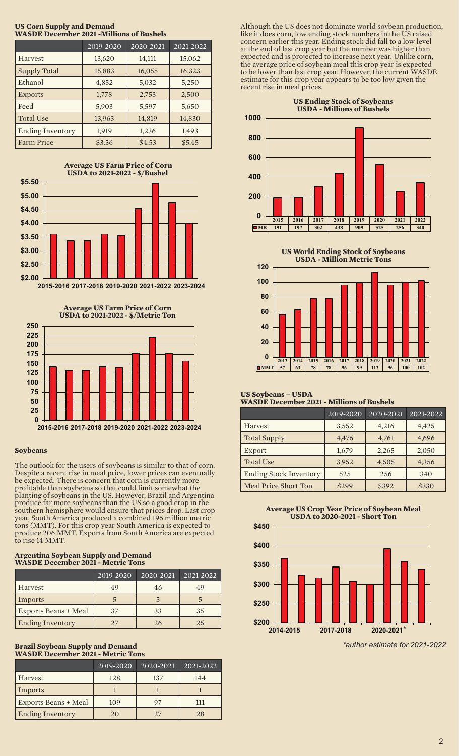**US Corn Supply and Demand**
**WASDE December 2021 -Millions of Bushels**

| | 2019-2020 | 2020-2021 | 2021-2022 |
|---|---|---|---|
| Harvest | 13,620 | 14,111 | 15,062 |
| Supply Total | 15,883 | 16,055 | 16,323 |
| Ethanol | 4,852 | 5,032 | 5,250 |
| Exports | 1,778 | 2,753 | 2,500 |
| Feed | 5,903 | 5,597 | 5,650 |
| Total Use | 13,963 | 14,819 | 14,830 |
| Ending Inventory | 1,919 | 1,236 | 1,493 |
| Farm Price | $3.56 | $4.53 | $5.45 |

**Average US Farm Price of Corn**
**USDA to 2021-2022 - $/Bushel**

**Average US Farm Price of Corn**
**USDA to 2021-2022 - $/Metric Ton**

## Soybeans

The outlook for the users of soybeans is similar to that of corn. Despite a recent rise in meal price, lower prices can eventually be expected. There is concern that corn is currently more profitable than soybeans so that could limit somewhat the planting of soybeans in the US. However, Brazil and Argentina produce far more soybeans than the US so a good crop in the southern hemisphere would ensure that prices drop. Last crop year, South America produced a combined 196 million metric tons (MMT). For this crop year South America is expected to produce 206 MMT. Exports from South America are expected to rise 14 MMT.

**Argentina Soybean Supply and Demand**
**WASDE December 2021 - Metric Tons**

| | 2019-2020 | 2020-2021 | 2021-2022 |
|---|---|---|---|
| Harvest | 49 | 46 | 49 |
| Imports | 5 | 5 | 5 |
| Exports Beans + Meal | 37 | 33 | 35 |
| Ending Inventory | 27 | 26 | 25 |

**Brazil Soybean Supply and Demand**
**WASDE December 2021 - Metric Tons**

| | 2019-2020 | 2020-2021 | 2021-2022 |
|---|---|---|---|
| Harvest | 128 | 137 | 144 |
| Imports | 1 | 1 | 1 |
| Exports Beans + Meal | 109 | 97 | 111 |
| Ending Inventory | 20 | 27 | 28 |

Although the US does not dominate world soybean production, like it does corn, low ending stock numbers in the US raised concern earlier this year. Ending stock did fall to a low level at the end of last crop year but the number was higher than expected and is projected to increase next year. Unlike corn, the average price of soybean meal this crop year is expected to be lower than last crop year. However, the current WASDE estimate for this crop year appears to be too low given the recent rise in meal prices.

**US Ending Stock of Soybeans**
**USDA - Millions of Bushels**

| | 2015 | 2016 | 2017 | 2018 | 2019 | 2020 | 2021 | 2022 |
|---|---|---|---|---|---|---|---|---|
| MB | 191 | 197 | 302 | 438 | 909 | 525 | 256 | 340 |

**US World Ending Stock of Soybeans**
**USDA - Million Metric Tons**

| | 2013 | 2014 | 2015 | 2016 | 2017 | 2018 | 2019 | 2020 | 2021 | 2022 |
|---|---|---|---|---|---|---|---|---|---|---|
| MMT | 57 | 63 | 78 | 78 | 96 | 99 | 113 | 96 | 100 | 102 |

**US Soybeans – USDA**
**WASDE December 2021 - Millions of Bushels**

| | 2019-2020 | 2020-2021 | 2021-2022 |
|---|---|---|---|
| Harvest | 3,552 | 4,216 | 4,425 |
| Total Supply | 4,476 | 4,761 | 4,696 |
| Export | 1,679 | 2,265 | 2,050 |
| Total Use | 3,952 | 4,505 | 4,356 |
| Ending Stock Inventory | 525 | 256 | 340 |
| Meal Price Short Ton | $299 | $392 | $330 |

**Average US Crop Year Price of Soybean Meal**
**USDA to 2020-2021 - Short Ton**

*author estimate for 2021-2022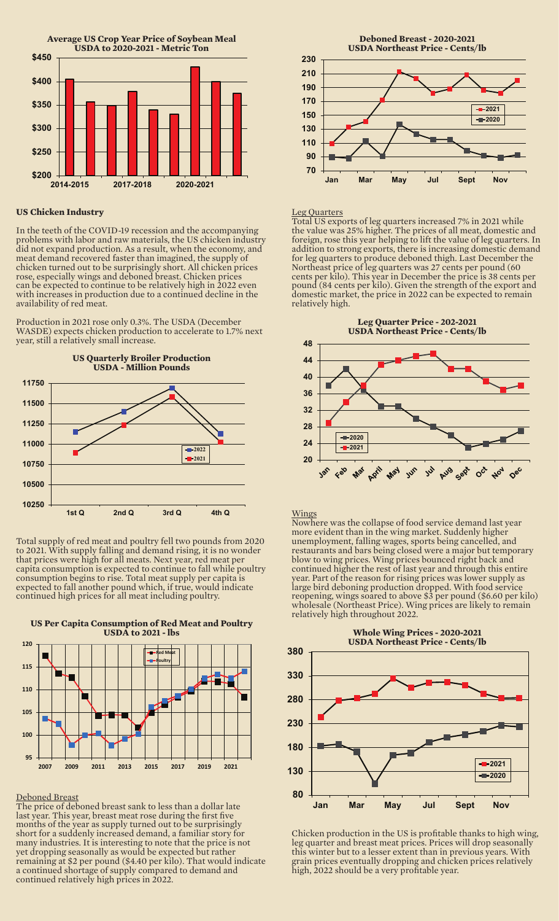**Average US Crop Year Price of Soybean Meal**
**USDA to 2020-2021 - Metric Ton**

## US Chicken Industry

In the teeth of the COVID-19 recession and the accompanying problems with labor and raw materials, the US chicken industry did not expand production. As a result, when the economy, and meat demand recovered faster than imagined, the supply of chicken turned out to be surprisingly short. All chicken prices rose, especially wings and deboned breast. Chicken prices can be expected to continue to be relatively high in 2022 even with increases in production due to a continued decline in the availability of red meat.

Production in 2021 rose only 0.3%. The USDA (December WASDE) expects chicken production to accelerate to 1.7% next year, still a relatively small increase.

**US Quarterly Broiler Production**
**USDA - Million Pounds**

Total supply of red meat and poultry fell two pounds from 2020 to 2021. With supply falling and demand rising, it is no wonder that prices were high for all meats. Next year, red meat per capita consumption is expected to continue to fall while poultry consumption begins to rise. Total meat supply per capita is expected to fall another pound which, if true, would indicate continued high prices for all meat including poultry.

**US Per Capita Consumption of Red Meat and Poultry**
**USDA to 2021 - lbs**

### Deboned Breast

The price of deboned breast sank to less than a dollar late last year. This year, breast meat rose during the first five months of the year as supply turned out to be surprisingly short for a suddenly increased demand, a familiar story for many industries. It is interesting to note that the price is not yet dropping seasonally as would be expected but rather remaining at $2 per pound ($4.40 per kilo). That would indicate a continued shortage of supply compared to demand and continued relatively high prices in 2022.

**Deboned Breast - 2020-2021**
**USDA Northeast Price - Cents/lb**

### Leg Quarters

Total US exports of leg quarters increased 7% in 2021 while the value was 25% higher. The prices of all meat, domestic and foreign, rose this year helping to lift the value of leg quarters. In addition to strong exports, there is increasing domestic demand for leg quarters to produce deboned thigh. Last December the Northeast price of leg quarters was 27 cents per pound (60 cents per kilo). This year in December the price is 38 cents per pound (84 cents per kilo). Given the strength of the export and domestic market, the price in 2022 can be expected to remain relatively high.

**Leg Quarter Price - 202-2021**
**USDA Northeast Price - Cents/lb**

### Wings

Nowhere was the collapse of food service demand last year more evident than in the wing market. Suddenly higher unemployment, falling wages, sports being cancelled, and restaurants and bars being closed were a major but temporary blow to wing prices. Wing prices bounced right back and continued higher the rest of last year and through this entire year. Part of the reason for rising prices was lower supply as large bird deboning production dropped. With food service reopening, wings soared to above $3 per pound ($6.60 per kilo) wholesale (Northeast Price). Wing prices are likely to remain relatively high throughout 2022.

**Whole Wing Prices - 2020-2021**
**USDA Northeast Price - Cents/lb**

Chicken production in the US is profitable thanks to high wing, leg quarter and breast meat prices. Prices will drop seasonally this winter but to a lesser extent than in previous years. With grain prices eventually dropping and chicken prices relatively high, 2022 should be a very profitable year.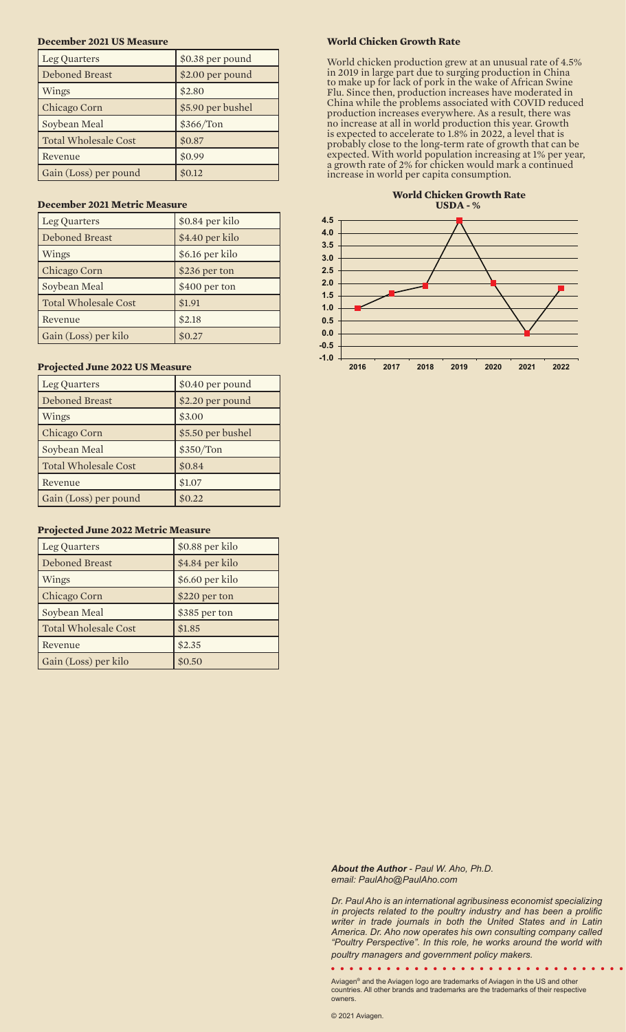### December 2021 US Measure

| | |
|---|---|
| Leg Quarters | $0.38 per pound |
| Deboned Breast | $2.00 per pound |
| Wings | $2.80 |
| Chicago Corn | $5.90 per bushel |
| Soybean Meal | $366/Ton |
| Total Wholesale Cost | $0.87 |
| Revenue | $0.99 |
| Gain (Loss) per pound | $0.12 |

### December 2021 Metric Measure

| | |
|---|---|
| Leg Quarters | $0.84 per kilo |
| Deboned Breast | $4.40 per kilo |
| Wings | $6.16 per kilo |
| Chicago Corn | $236 per ton |
| Soybean Meal | $400 per ton |
| Total Wholesale Cost | $1.91 |
| Revenue | $2.18 |
| Gain (Loss) per kilo | $0.27 |

### Projected June 2022 US Measure

| | |
|---|---|
| Leg Quarters | $0.40 per pound |
| Deboned Breast | $2.20 per pound |
| Wings | $3.00 |
| Chicago Corn | $5.50 per bushel |
| Soybean Meal | $350/Ton |
| Total Wholesale Cost | $0.84 |
| Revenue | $1.07 |
| Gain (Loss) per pound | $0.22 |

### Projected June 2022 Metric Measure

| | |
|---|---|
| Leg Quarters | $0.88 per kilo |
| Deboned Breast | $4.84 per kilo |
| Wings | $6.60 per kilo |
| Chicago Corn | $220 per ton |
| Soybean Meal | $385 per ton |
| Total Wholesale Cost | $1.85 |
| Revenue | $2.35 |
| Gain (Loss) per kilo | $0.50 |

### World Chicken Growth Rate

World chicken production grew at an unusual rate of 4.5% in 2019 in large part due to surging production in China to make up for lack of pork in the wake of African Swine Flu. Since then, production increases have moderated in China while the problems associated with COVID reduced production increases everywhere. As a result, there was no increase at all in world production this year. Growth is expected to accelerate to 1.8% in 2022, a level that is probably close to the long-term rate of growth that can be expected. With world population increasing at 1% per year, a growth rate of 2% for chicken would mark a continued increase in world per capita consumption.

**World Chicken Growth Rate**
**USDA - %**

4.5
4.0
3.5
3.0
2.5
2.0
1.5
1.0
0.5
0.0
-0.5
-1.0

2016 2017 2018 2019 2020 2021 2022

***About the Author** - Paul W. Aho, Ph.D.*
*email: PaulAho@PaulAho.com*

*Dr. Paul Aho is an international agribusiness economist specializing in projects related to the poultry industry and has been a prolific writer in trade journals in both the United States and in Latin America. Dr. Aho now operates his own consulting company called "Poultry Perspective". In this role, he works around the world with poultry managers and government policy makers.*

Aviagen® and the Aviagen logo are trademarks of Aviagen in the US and other countries. All other brands and trademarks are the trademarks of their respective owners.

© 2021 Aviagen.